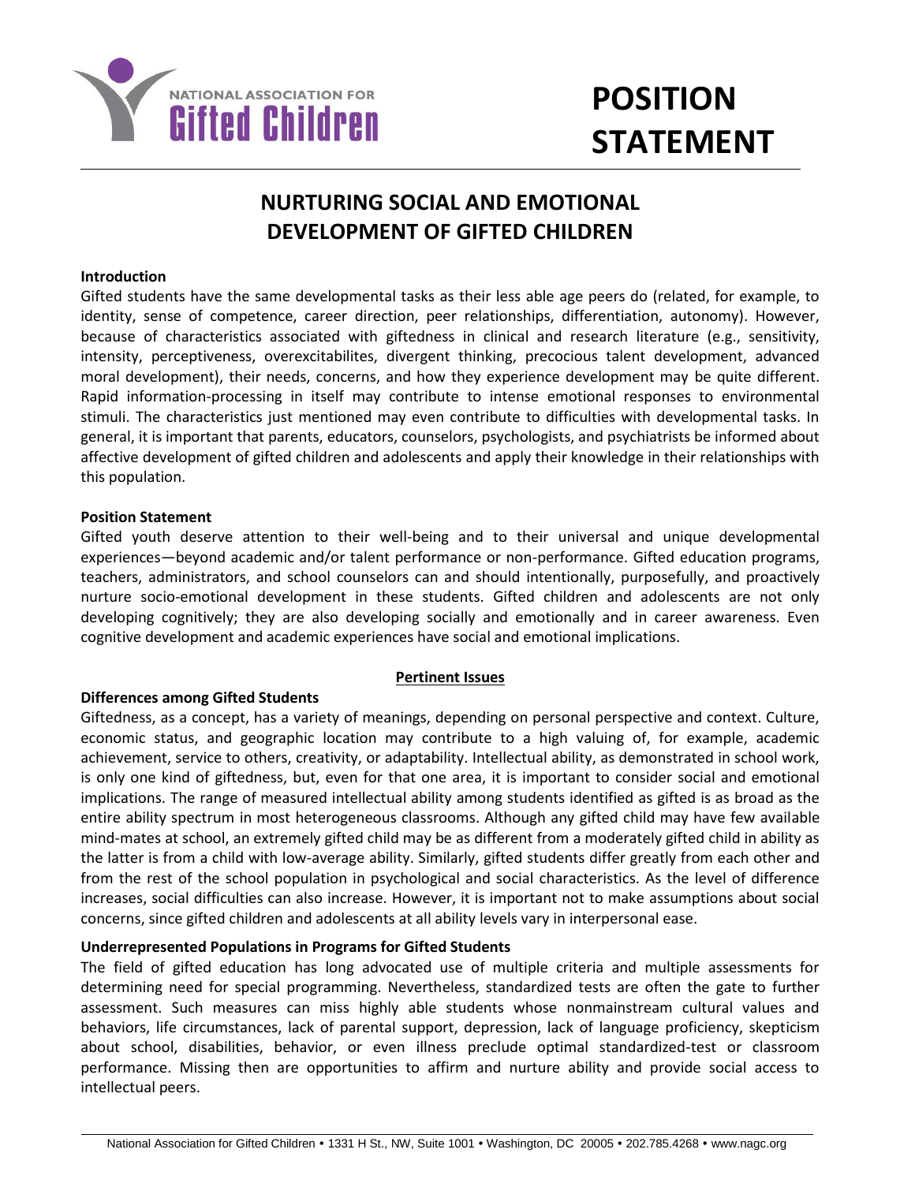NATIONAL ASSOCIATION FOR **Gifted Children**

# POSITION STATEMENT

## NURTURING SOCIAL AND EMOTIONAL DEVELOPMENT OF GIFTED CHILDREN

**Introduction**

Gifted students have the same developmental tasks as their less able age peers do (related, for example, to identity, sense of competence, career direction, peer relationships, differentiation, autonomy). However, because of characteristics associated with giftedness in clinical and research literature (e.g., sensitivity, intensity, perceptiveness, overexcitabilites, divergent thinking, precocious talent development, advanced moral development), their needs, concerns, and how they experience development may be quite different. Rapid information-processing in itself may contribute to intense emotional responses to environmental stimuli. The characteristics just mentioned may even contribute to difficulties with developmental tasks. In general, it is important that parents, educators, counselors, psychologists, and psychiatrists be informed about affective development of gifted children and adolescents and apply their knowledge in their relationships with this population.

**Position Statement**

Gifted youth deserve attention to their well-being and to their universal and unique developmental experiences—beyond academic and/or talent performance or non-performance. Gifted education programs, teachers, administrators, and school counselors can and should intentionally, purposefully, and proactively nurture socio-emotional development in these students. Gifted children and adolescents are not only developing cognitively; they are also developing socially and emotionally and in career awareness. Even cognitive development and academic experiences have social and emotional implications.

### Pertinent Issues

**Differences among Gifted Students**

Giftedness, as a concept, has a variety of meanings, depending on personal perspective and context. Culture, economic status, and geographic location may contribute to a high valuing of, for example, academic achievement, service to others, creativity, or adaptability. Intellectual ability, as demonstrated in school work, is only one kind of giftedness, but, even for that one area, it is important to consider social and emotional implications. The range of measured intellectual ability among students identified as gifted is as broad as the entire ability spectrum in most heterogeneous classrooms. Although any gifted child may have few available mind-mates at school, an extremely gifted child may be as different from a moderately gifted child in ability as the latter is from a child with low-average ability. Similarly, gifted students differ greatly from each other and from the rest of the school population in psychological and social characteristics. As the level of difference increases, social difficulties can also increase. However, it is important not to make assumptions about social concerns, since gifted children and adolescents at all ability levels vary in interpersonal ease.

**Underrepresented Populations in Programs for Gifted Students**

The field of gifted education has long advocated use of multiple criteria and multiple assessments for determining need for special programming. Nevertheless, standardized tests are often the gate to further assessment. Such measures can miss highly able students whose nonmainstream cultural values and behaviors, life circumstances, lack of parental support, depression, lack of language proficiency, skepticism about school, disabilities, behavior, or even illness preclude optimal standardized-test or classroom performance. Missing then are opportunities to affirm and nurture ability and provide social access to intellectual peers.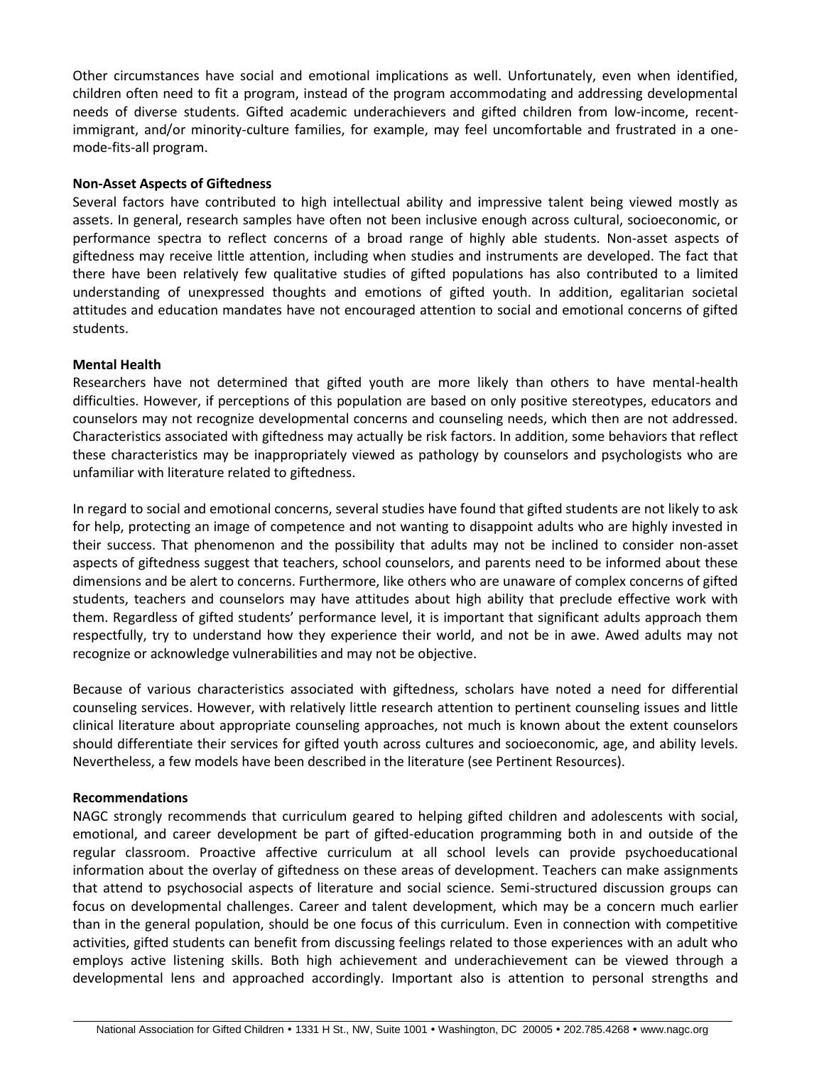Other circumstances have social and emotional implications as well. Unfortunately, even when identified, children often need to fit a program, instead of the program accommodating and addressing developmental needs of diverse students. Gifted academic underachievers and gifted children from low-income, recent-immigrant, and/or minority-culture families, for example, may feel uncomfortable and frustrated in a one-mode-fits-all program.

**Non-Asset Aspects of Giftedness**

Several factors have contributed to high intellectual ability and impressive talent being viewed mostly as assets. In general, research samples have often not been inclusive enough across cultural, socioeconomic, or performance spectra to reflect concerns of a broad range of highly able students. Non-asset aspects of giftedness may receive little attention, including when studies and instruments are developed. The fact that there have been relatively few qualitative studies of gifted populations has also contributed to a limited understanding of unexpressed thoughts and emotions of gifted youth. In addition, egalitarian societal attitudes and education mandates have not encouraged attention to social and emotional concerns of gifted students.

**Mental Health**

Researchers have not determined that gifted youth are more likely than others to have mental-health difficulties. However, if perceptions of this population are based on only positive stereotypes, educators and counselors may not recognize developmental concerns and counseling needs, which then are not addressed. Characteristics associated with giftedness may actually be risk factors. In addition, some behaviors that reflect these characteristics may be inappropriately viewed as pathology by counselors and psychologists who are unfamiliar with literature related to giftedness.

In regard to social and emotional concerns, several studies have found that gifted students are not likely to ask for help, protecting an image of competence and not wanting to disappoint adults who are highly invested in their success. That phenomenon and the possibility that adults may not be inclined to consider non-asset aspects of giftedness suggest that teachers, school counselors, and parents need to be informed about these dimensions and be alert to concerns. Furthermore, like others who are unaware of complex concerns of gifted students, teachers and counselors may have attitudes about high ability that preclude effective work with them. Regardless of gifted students' performance level, it is important that significant adults approach them respectfully, try to understand how they experience their world, and not be in awe. Awed adults may not recognize or acknowledge vulnerabilities and may not be objective.

Because of various characteristics associated with giftedness, scholars have noted a need for differential counseling services. However, with relatively little research attention to pertinent counseling issues and little clinical literature about appropriate counseling approaches, not much is known about the extent counselors should differentiate their services for gifted youth across cultures and socioeconomic, age, and ability levels. Nevertheless, a few models have been described in the literature (see Pertinent Resources).

**Recommendations**

NAGC strongly recommends that curriculum geared to helping gifted children and adolescents with social, emotional, and career development be part of gifted-education programming both in and outside of the regular classroom. Proactive affective curriculum at all school levels can provide psychoeducational information about the overlay of giftedness on these areas of development. Teachers can make assignments that attend to psychosocial aspects of literature and social science. Semi-structured discussion groups can focus on developmental challenges. Career and talent development, which may be a concern much earlier than in the general population, should be one focus of this curriculum. Even in connection with competitive activities, gifted students can benefit from discussing feelings related to those experiences with an adult who employs active listening skills. Both high achievement and underachievement can be viewed through a developmental lens and approached accordingly. Important also is attention to personal strengths and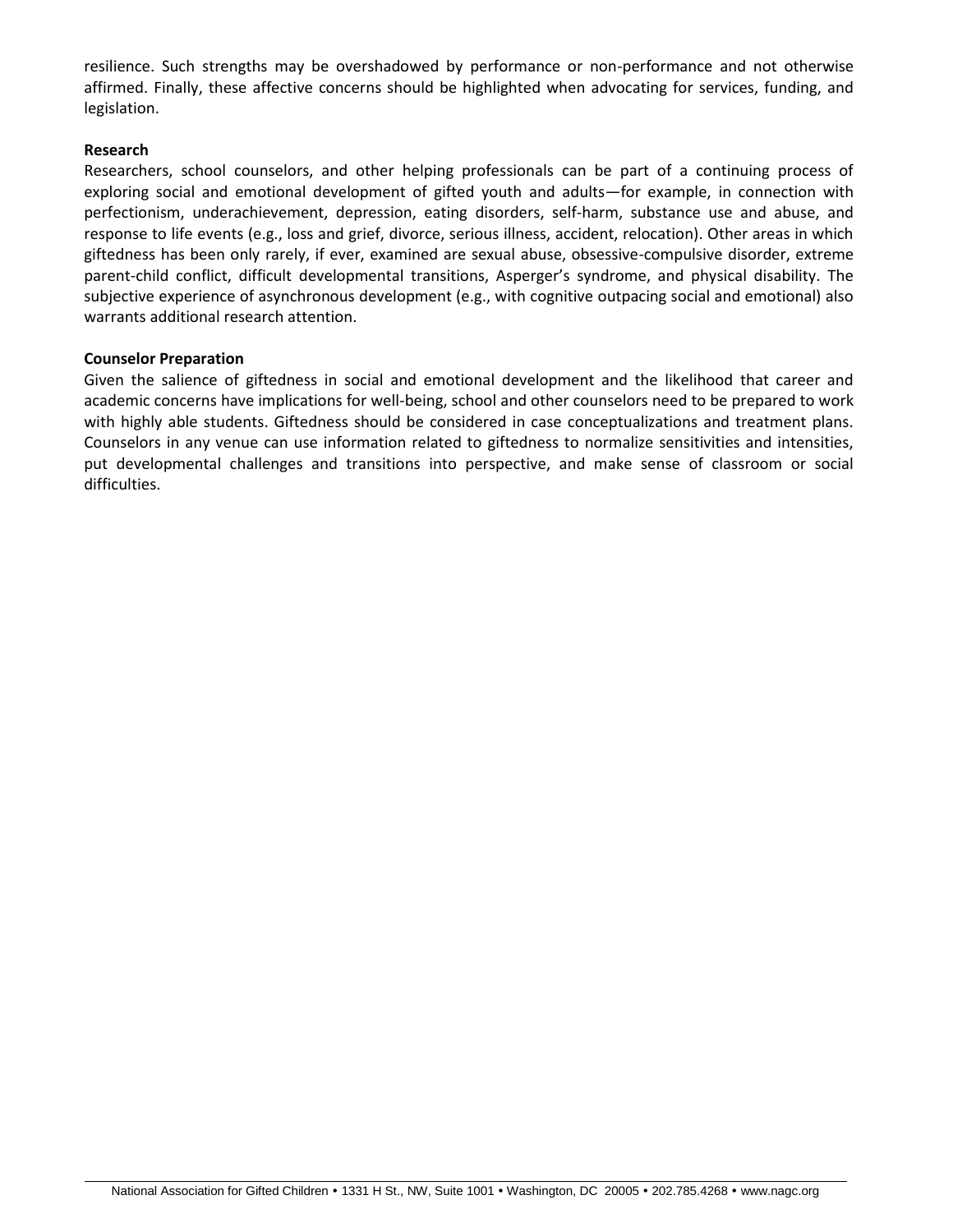resilience. Such strengths may be overshadowed by performance or non-performance and not otherwise affirmed. Finally, these affective concerns should be highlighted when advocating for services, funding, and legislation.

**Research**

Researchers, school counselors, and other helping professionals can be part of a continuing process of exploring social and emotional development of gifted youth and adults—for example, in connection with perfectionism, underachievement, depression, eating disorders, self-harm, substance use and abuse, and response to life events (e.g., loss and grief, divorce, serious illness, accident, relocation). Other areas in which giftedness has been only rarely, if ever, examined are sexual abuse, obsessive-compulsive disorder, extreme parent-child conflict, difficult developmental transitions, Asperger's syndrome, and physical disability. The subjective experience of asynchronous development (e.g., with cognitive outpacing social and emotional) also warrants additional research attention.

**Counselor Preparation**

Given the salience of giftedness in social and emotional development and the likelihood that career and academic concerns have implications for well-being, school and other counselors need to be prepared to work with highly able students. Giftedness should be considered in case conceptualizations and treatment plans. Counselors in any venue can use information related to giftedness to normalize sensitivities and intensities, put developmental challenges and transitions into perspective, and make sense of classroom or social difficulties.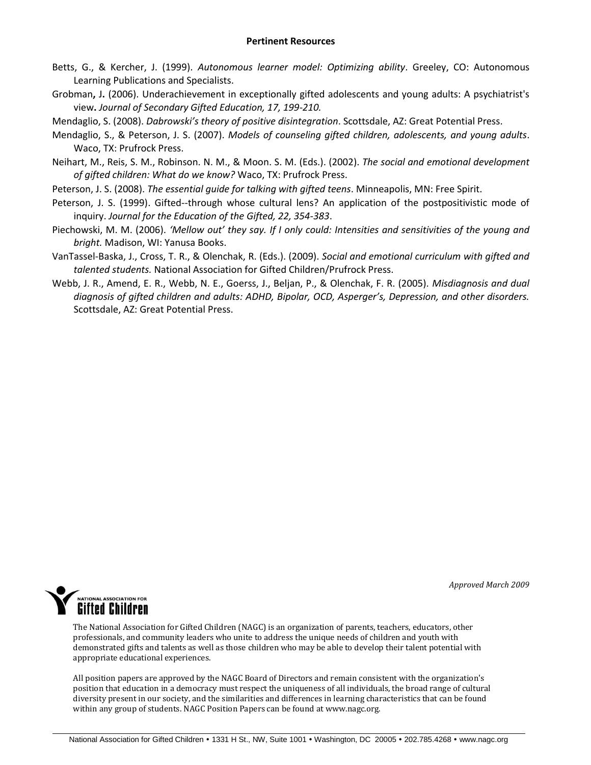**Pertinent Resources**

Betts, G., & Kercher, J. (1999). *Autonomous learner model: Optimizing ability*. Greeley, CO: Autonomous Learning Publications and Specialists.

Grobman**,** J**.** (2006). Underachievement in exceptionally gifted adolescents and young adults: A psychiatrist's view**.** *Journal of Secondary Gifted Education, 17, 199-210.*

Mendaglio, S. (2008). *Dabrowski's theory of positive disintegration*. Scottsdale, AZ: Great Potential Press.

Mendaglio, S., & Peterson, J. S. (2007). *Models of counseling gifted children, adolescents, and young adults*. Waco, TX: Prufrock Press.

Neihart, M., Reis, S. M., Robinson. N. M., & Moon. S. M. (Eds.). (2002). *The social and emotional development of gifted children: What do we know?* Waco, TX: Prufrock Press.

Peterson, J. S. (2008). *The essential guide for talking with gifted teens*. Minneapolis, MN: Free Spirit.

Peterson, J. S. (1999). Gifted--through whose cultural lens? An application of the postpositivistic mode of inquiry. *Journal for the Education of the Gifted, 22, 354-383*.

Piechowski, M. M. (2006). *'Mellow out' they say. If I only could: Intensities and sensitivities of the young and bright.* Madison, WI: Yanusa Books.

VanTassel-Baska, J., Cross, T. R., & Olenchak, R. (Eds.). (2009). *Social and emotional curriculum with gifted and talented students.* National Association for Gifted Children/Prufrock Press.

Webb, J. R., Amend, E. R., Webb, N. E., Goerss, J., Beljan, P., & Olenchak, F. R. (2005). *Misdiagnosis and dual diagnosis of gifted children and adults: ADHD, Bipolar, OCD, Asperger's, Depression, and other disorders.* Scottsdale, AZ: Great Potential Press.

*Approved March 2009*

NATIONAL ASSOCIATION FOR Gifted Children

The National Association for Gifted Children (NAGC) is an organization of parents, teachers, educators, other professionals, and community leaders who unite to address the unique needs of children and youth with demonstrated gifts and talents as well as those children who may be able to develop their talent potential with appropriate educational experiences.

All position papers are approved by the NAGC Board of Directors and remain consistent with the organization's position that education in a democracy must respect the uniqueness of all individuals, the broad range of cultural diversity present in our society, and the similarities and differences in learning characteristics that can be found within any group of students. NAGC Position Papers can be found at www.nagc.org.

National Association for Gifted Children • 1331 H St., NW, Suite 1001 • Washington, DC 20005 • 202.785.4268 • www.nagc.org